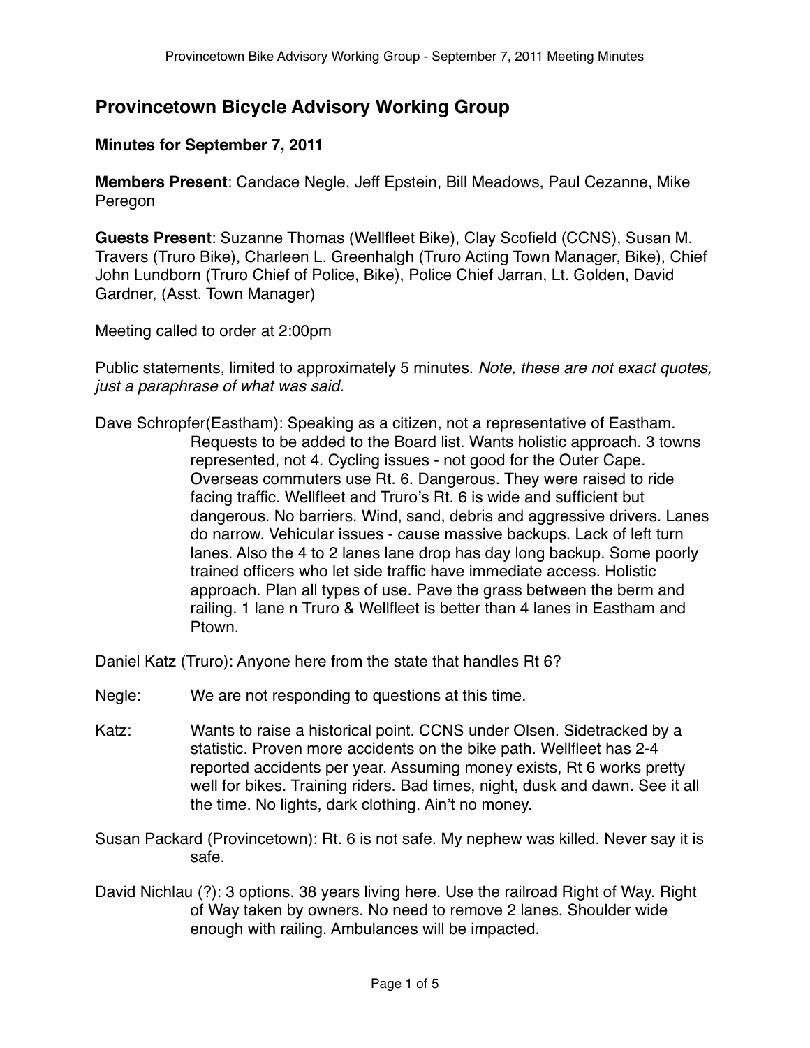## Provincetown Bicycle Advisory Working Group

**Minutes for September 7, 2011**

**Members Present**: Candace Negle, Jeff Epstein, Bill Meadows, Paul Cezanne, Mike Peregon

**Guests Present**: Suzanne Thomas (Wellfleet Bike), Clay Scofield (CCNS), Susan M. Travers (Truro Bike), Charleen L. Greenhalgh (Truro Acting Town Manager, Bike), Chief John Lundborn (Truro Chief of Police, Bike), Police Chief Jarran, Lt. Golden, David Gardner, (Asst. Town Manager)

Meeting called to order at 2:00pm

Public statements, limited to approximately 5 minutes. *Note, these are not exact quotes, just a paraphrase of what was said.*

Dave Schropfer(Eastham): Speaking as a citizen, not a representative of Eastham. Requests to be added to the Board list. Wants holistic approach. 3 towns represented, not 4. Cycling issues - not good for the Outer Cape. Overseas commuters use Rt. 6. Dangerous. They were raised to ride facing traffic. Wellfleet and Truro's Rt. 6 is wide and sufficient but dangerous. No barriers. Wind, sand, debris and aggressive drivers. Lanes do narrow. Vehicular issues - cause massive backups. Lack of left turn lanes. Also the 4 to 2 lanes lane drop has day long backup. Some poorly trained officers who let side traffic have immediate access. Holistic approach. Plan all types of use. Pave the grass between the berm and railing. 1 lane n Truro & Wellfleet is better than 4 lanes in Eastham and Ptown.

Daniel Katz (Truro): Anyone here from the state that handles Rt 6?

Negle: We are not responding to questions at this time.

Katz: Wants to raise a historical point. CCNS under Olsen. Sidetracked by a statistic. Proven more accidents on the bike path. Wellfleet has 2-4 reported accidents per year. Assuming money exists, Rt 6 works pretty well for bikes. Training riders. Bad times, night, dusk and dawn. See it all the time. No lights, dark clothing. Ain't no money.

Susan Packard (Provincetown): Rt. 6 is not safe. My nephew was killed. Never say it is safe.

David Nichlau (?): 3 options. 38 years living here. Use the railroad Right of Way. Right of Way taken by owners. No need to remove 2 lanes. Shoulder wide enough with railing. Ambulances will be impacted.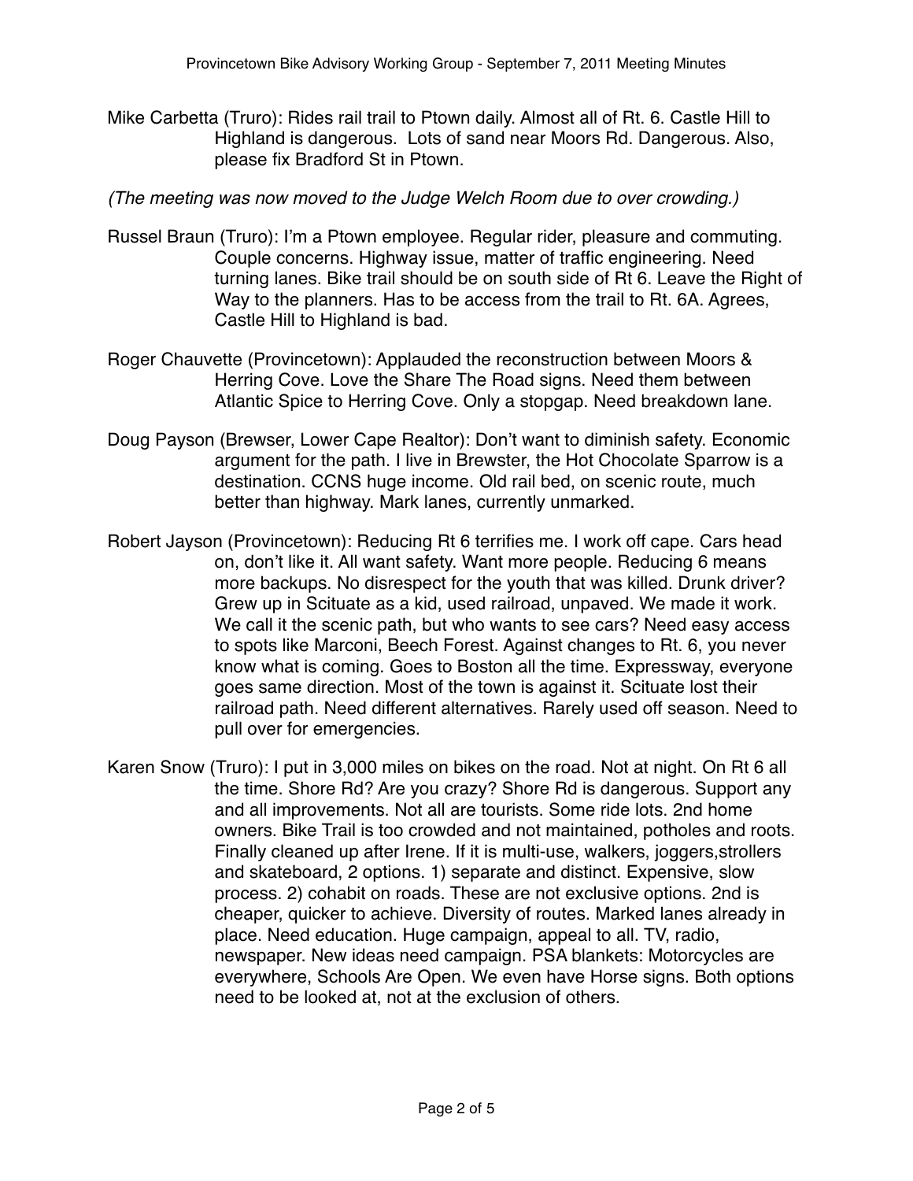Mike Carbetta (Truro): Rides rail trail to Ptown daily. Almost all of Rt. 6. Castle Hill to Highland is dangerous. Lots of sand near Moors Rd. Dangerous. Also, please fix Bradford St in Ptown.

*(The meeting was now moved to the Judge Welch Room due to over crowding.)*

Russel Braun (Truro): I'm a Ptown employee. Regular rider, pleasure and commuting. Couple concerns. Highway issue, matter of traffic engineering. Need turning lanes. Bike trail should be on south side of Rt 6. Leave the Right of Way to the planners. Has to be access from the trail to Rt. 6A. Agrees, Castle Hill to Highland is bad.

Roger Chauvette (Provincetown): Applauded the reconstruction between Moors & Herring Cove. Love the Share The Road signs. Need them between Atlantic Spice to Herring Cove. Only a stopgap. Need breakdown lane.

Doug Payson (Brewser, Lower Cape Realtor): Don't want to diminish safety. Economic argument for the path. I live in Brewster, the Hot Chocolate Sparrow is a destination. CCNS huge income. Old rail bed, on scenic route, much better than highway. Mark lanes, currently unmarked.

Robert Jayson (Provincetown): Reducing Rt 6 terrifies me. I work off cape. Cars head on, don't like it. All want safety. Want more people. Reducing 6 means more backups. No disrespect for the youth that was killed. Drunk driver? Grew up in Scituate as a kid, used railroad, unpaved. We made it work. We call it the scenic path, but who wants to see cars? Need easy access to spots like Marconi, Beech Forest. Against changes to Rt. 6, you never know what is coming. Goes to Boston all the time. Expressway, everyone goes same direction. Most of the town is against it. Scituate lost their railroad path. Need different alternatives. Rarely used off season. Need to pull over for emergencies.

Karen Snow (Truro): I put in 3,000 miles on bikes on the road. Not at night. On Rt 6 all the time. Shore Rd? Are you crazy? Shore Rd is dangerous. Support any and all improvements. Not all are tourists. Some ride lots. 2nd home owners. Bike Trail is too crowded and not maintained, potholes and roots. Finally cleaned up after Irene. If it is multi-use, walkers, joggers,strollers and skateboard, 2 options. 1) separate and distinct. Expensive, slow process. 2) cohabit on roads. These are not exclusive options. 2nd is cheaper, quicker to achieve. Diversity of routes. Marked lanes already in place. Need education. Huge campaign, appeal to all. TV, radio, newspaper. New ideas need campaign. PSA blankets: Motorcycles are everywhere, Schools Are Open. We even have Horse signs. Both options need to be looked at, not at the exclusion of others.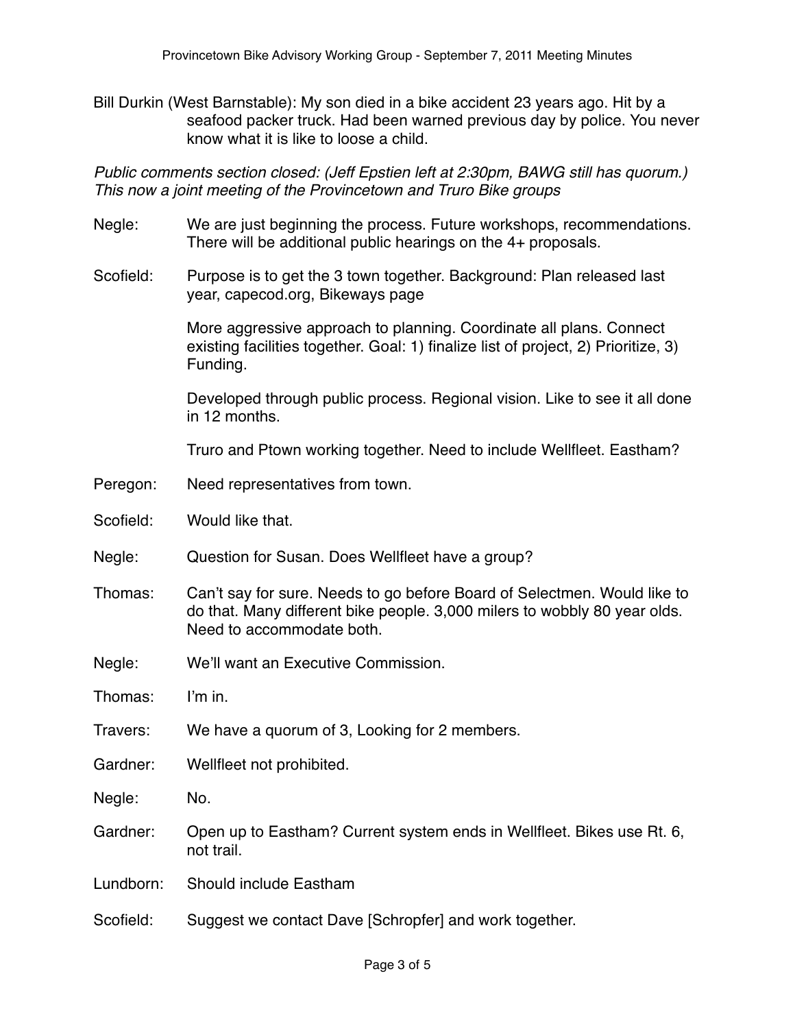Bill Durkin (West Barnstable): My son died in a bike accident 23 years ago. Hit by a seafood packer truck. Had been warned previous day by police. You never know what it is like to loose a child.

*Public comments section closed: (Jeff Epstien left at 2:30pm, BAWG still has quorum.) This now a joint meeting of the Provincetown and Truro Bike groups*

Negle: We are just beginning the process. Future workshops, recommendations. There will be additional public hearings on the 4+ proposals.

Scofield: Purpose is to get the 3 town together. Background: Plan released last year, capecod.org, Bikeways page

More aggressive approach to planning. Coordinate all plans. Connect existing facilities together. Goal: 1) finalize list of project, 2) Prioritize, 3) Funding.

Developed through public process. Regional vision. Like to see it all done in 12 months.

Truro and Ptown working together. Need to include Wellfleet. Eastham?

Peregon: Need representatives from town.

Scofield: Would like that.

Negle: Question for Susan. Does Wellfleet have a group?

Thomas: Can't say for sure. Needs to go before Board of Selectmen. Would like to do that. Many different bike people. 3,000 milers to wobbly 80 year olds. Need to accommodate both.

Negle: We'll want an Executive Commission.

Thomas: I'm in.

Travers: We have a quorum of 3, Looking for 2 members.

Gardner: Wellfleet not prohibited.

Negle: No.

Gardner: Open up to Eastham? Current system ends in Wellfleet. Bikes use Rt. 6, not trail.

Lundborn: Should include Eastham

Scofield: Suggest we contact Dave [Schropfer] and work together.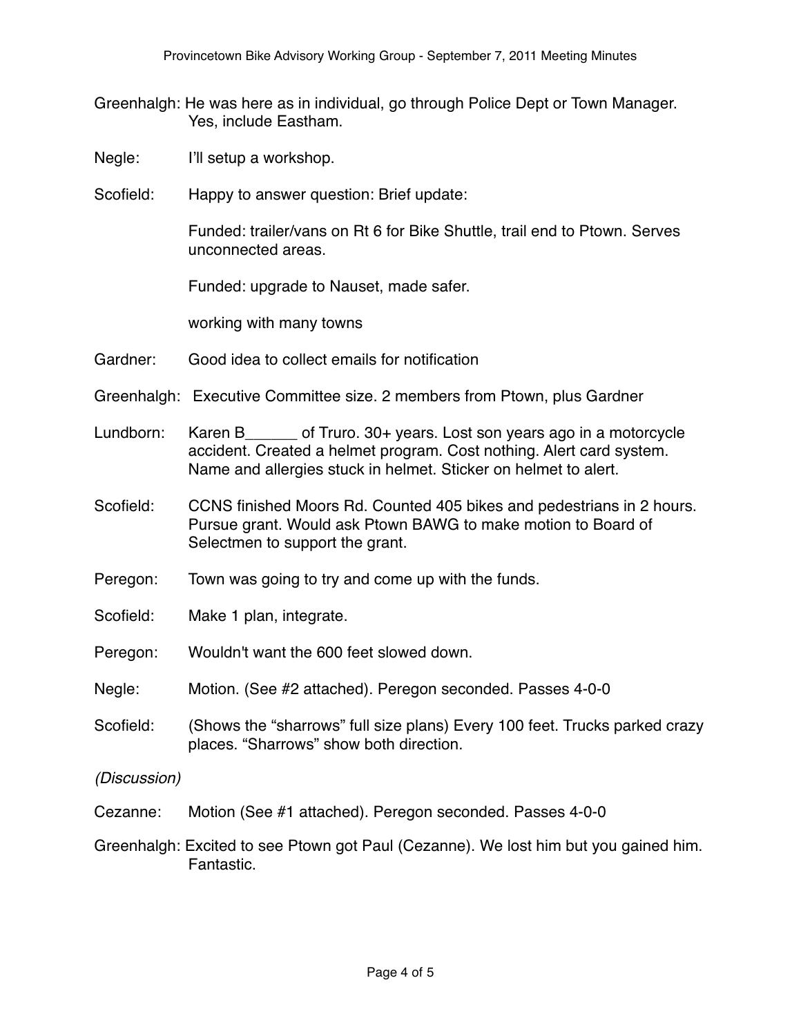Greenhalgh: He was here as in individual, go through Police Dept or Town Manager. Yes, include Eastham.

Negle: I'll setup a workshop.

Scofield: Happy to answer question: Brief update:

Funded: trailer/vans on Rt 6 for Bike Shuttle, trail end to Ptown. Serves unconnected areas.

Funded: upgrade to Nauset, made safer.

working with many towns

Gardner: Good idea to collect emails for notification

Greenhalgh: Executive Committee size. 2 members from Ptown, plus Gardner

Lundborn: Karen B______ of Truro. 30+ years. Lost son years ago in a motorcycle accident. Created a helmet program. Cost nothing. Alert card system. Name and allergies stuck in helmet. Sticker on helmet to alert.

Scofield: CCNS finished Moors Rd. Counted 405 bikes and pedestrians in 2 hours. Pursue grant. Would ask Ptown BAWG to make motion to Board of Selectmen to support the grant.

Peregon: Town was going to try and come up with the funds.

Scofield: Make 1 plan, integrate.

Peregon: Wouldn't want the 600 feet slowed down.

Negle: Motion. (See #2 attached). Peregon seconded. Passes 4-0-0

Scofield: (Shows the "sharrows" full size plans) Every 100 feet. Trucks parked crazy places. "Sharrows" show both direction.

*(Discussion)*

Cezanne: Motion (See #1 attached). Peregon seconded. Passes 4-0-0

Greenhalgh: Excited to see Ptown got Paul (Cezanne). We lost him but you gained him. Fantastic.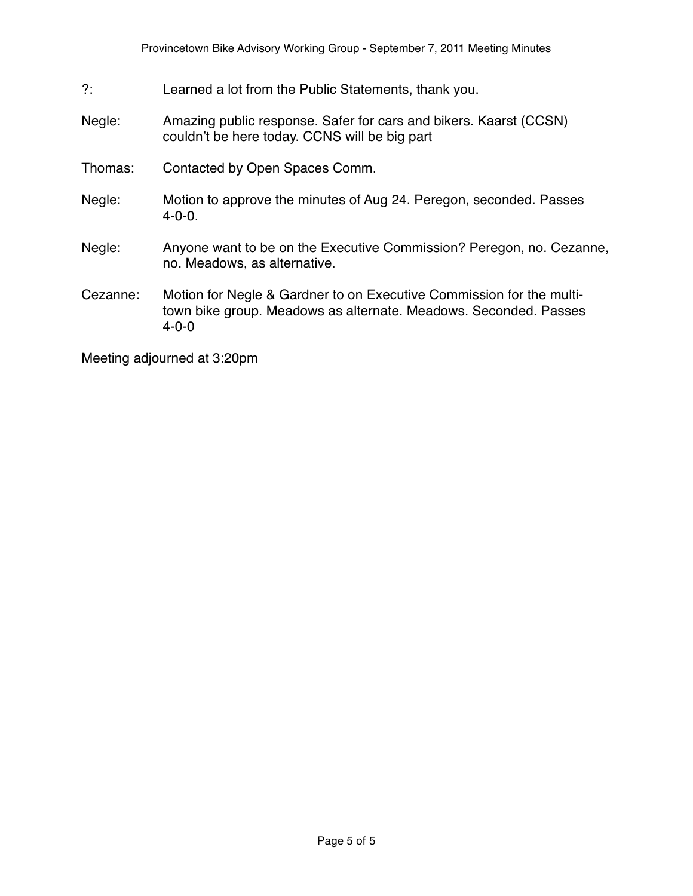?: Learned a lot from the Public Statements, thank you.

Negle: Amazing public response. Safer for cars and bikers. Kaarst (CCSN) couldn't be here today. CCNS will be big part

Thomas: Contacted by Open Spaces Comm.

Negle: Motion to approve the minutes of Aug 24. Peregon, seconded. Passes 4-0-0.

Negle: Anyone want to be on the Executive Commission? Peregon, no. Cezanne, no. Meadows, as alternative.

Cezanne: Motion for Negle & Gardner to on Executive Commission for the multi-town bike group. Meadows as alternate. Meadows. Seconded. Passes 4-0-0

Meeting adjourned at 3:20pm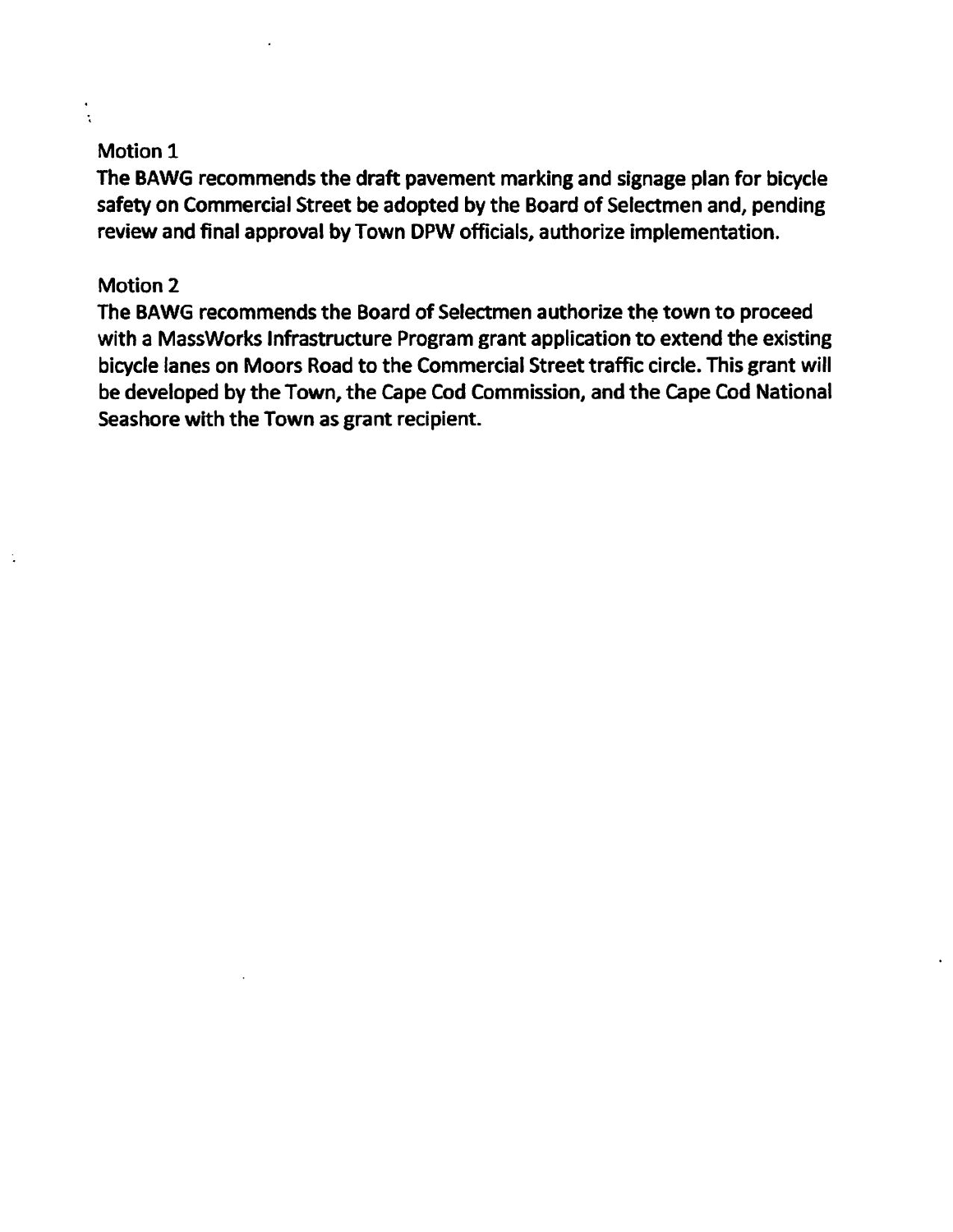Motion 1

**The BAWG recommends the draft pavement marking and signage plan for bicycle safety on Commercial Street be adopted by the Board of Selectmen and, pending review and final approval by Town DPW officials, authorize implementation.**

Motion 2

**The BAWG recommends the Board of Selectmen authorize the town to proceed with a MassWorks Infrastructure Program grant application to extend the existing bicycle lanes on Moors Road to the Commercial Street traffic circle. This grant will be developed by the Town, the Cape Cod Commission, and the Cape Cod National Seashore with the Town as grant recipient.**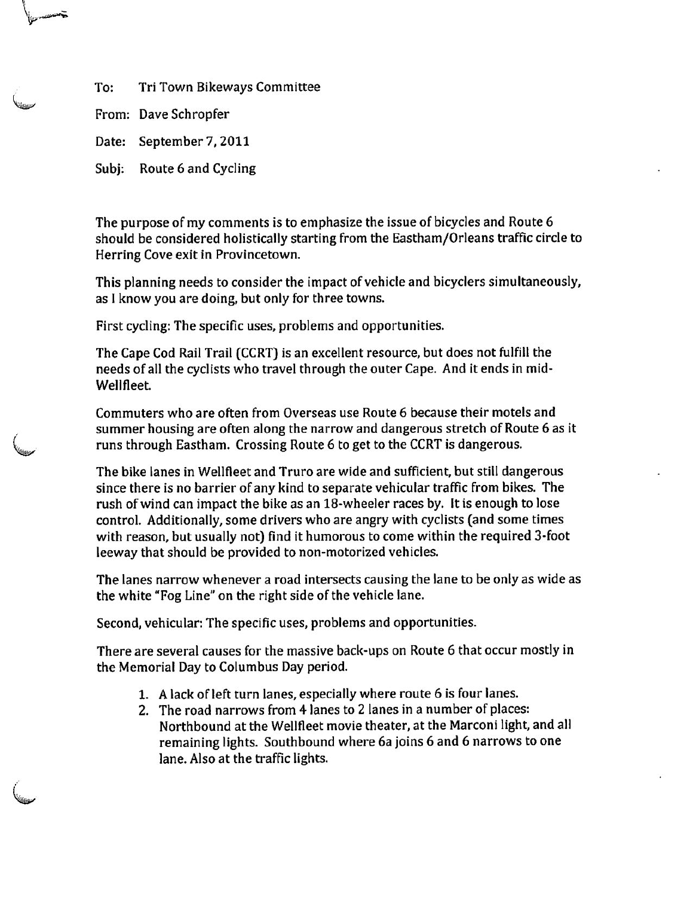To: Tri Town Bikeways Committee

From: Dave Schropfer

Date: September 7, 2011

Subj: Route 6 and Cycling

The purpose of my comments is to emphasize the issue of bicycles and Route 6 should be considered holistically starting from the Eastham/Orleans traffic circle to Herring Cove exit in Provincetown.

This planning needs to consider the impact of vehicle and bicyclers simultaneously, as I know you are doing, but only for three towns.

First cycling: The specific uses, problems and opportunities.

The Cape Cod Rail Trail (CCRT) is an excellent resource, but does not fulfill the needs of all the cyclists who travel through the outer Cape. And it ends in mid-Wellfleet.

Commuters who are often from Overseas use Route 6 because their motels and summer housing are often along the narrow and dangerous stretch of Route 6 as it runs through Eastham. Crossing Route 6 to get to the CCRT is dangerous.

The bike lanes in Wellfleet and Truro are wide and sufficient, but still dangerous since there is no barrier of any kind to separate vehicular traffic from bikes. The rush of wind can impact the bike as an 18-wheeler races by. It is enough to lose control. Additionally, some drivers who are angry with cyclists (and some times with reason, but usually not) find it humorous to come within the required 3-foot leeway that should be provided to non-motorized vehicles.

The lanes narrow whenever a road intersects causing the lane to be only as wide as the white "Fog Line" on the right side of the vehicle lane.

Second, vehicular: The specific uses, problems and opportunities.

There are several causes for the massive back-ups on Route 6 that occur mostly in the Memorial Day to Columbus Day period.

1. A lack of left turn lanes, especially where route 6 is four lanes.
2. The road narrows from 4 lanes to 2 lanes in a number of places: Northbound at the Wellfleet movie theater, at the Marconi light, and all remaining lights. Southbound where 6a joins 6 and 6 narrows to one lane. Also at the traffic lights.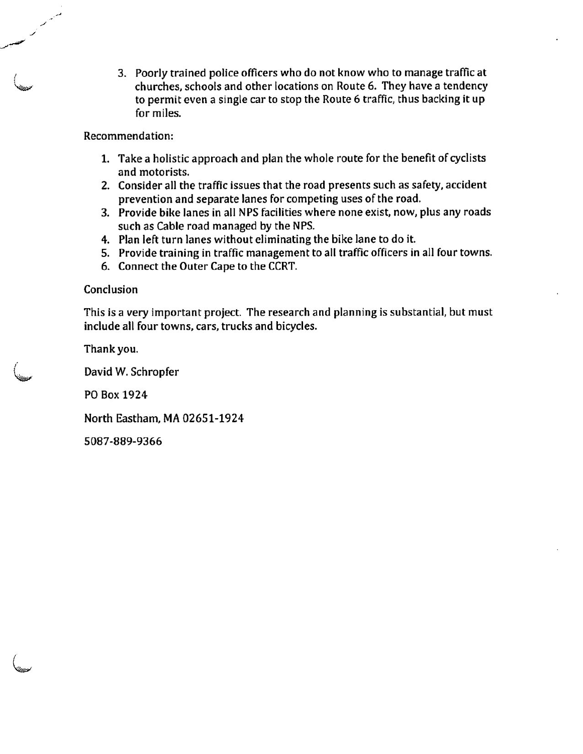3. Poorly trained police officers who do not know who to manage traffic at churches, schools and other locations on Route 6. They have a tendency to permit even a single car to stop the Route 6 traffic, thus backing it up for miles.

Recommendation:

1. Take a holistic approach and plan the whole route for the benefit of cyclists and motorists.
2. Consider all the traffic issues that the road presents such as safety, accident prevention and separate lanes for competing uses of the road.
3. Provide bike lanes in all NPS facilities where none exist, now, plus any roads such as Cable road managed by the NPS.
4. Plan left turn lanes without eliminating the bike lane to do it.
5. Provide training in traffic management to all traffic officers in all four towns.
6. Connect the Outer Cape to the CCRT.

Conclusion

This is a very important project. The research and planning is substantial, but must include all four towns, cars, trucks and bicycles.

Thank you.

David W. Schropfer

PO Box 1924

North Eastham, MA 02651-1924

5087-889-9366